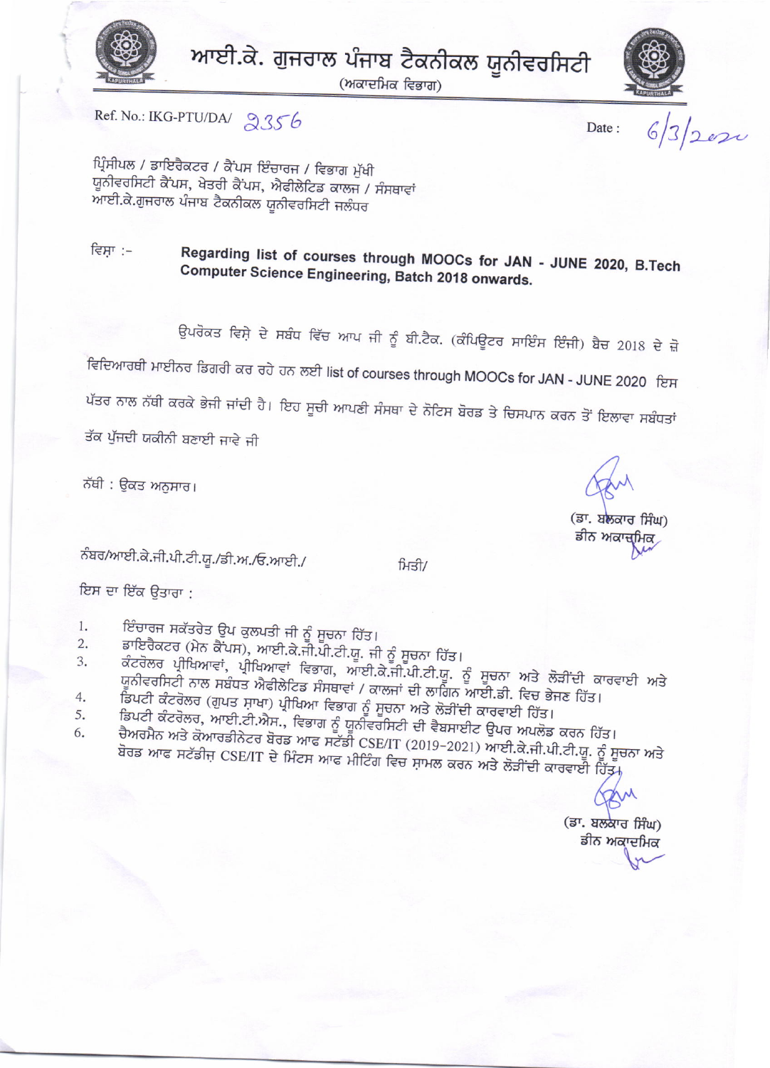# ਆਈ.ਕੇ. ਗੁਜਰਾਲ ਪੰਜਾਬ ਟੈਕਨੀਕਲ ਯੂਨੀਵਰਸਿਟੀ

(ਅਕਾਦਮਿਕ ਵਿਭਾਗ)

Ref. No.: IKG-PTU/DA/ 2356

Date : 6/3/2020

ਪ੍ਰਿੰਸੀਪਲ / ਡਾਇਰੈਕਟਰ / ਕੈਂਪਸ ਇੰਚਾਰਜ / ਵਿਭਾਗ ਮੁੱਖੀ
ਯੂਨੀਵਰਸਿਟੀ ਕੈਂਪਸ, ਖੇਤਰੀ ਕੈਂਪਸ, ਐਫੀਲੇਟਿਡ ਕਾਲਜ / ਸੰਸਥਾਵਾਂ
ਆਈ.ਕੇ.ਗੁਜਰਾਲ ਪੰਜਾਬ ਟੈਕਨੀਕਲ ਯੂਨੀਵਰਸਿਟੀ ਜਲੰਧਰ

ਵਿਸ਼ਾ :- **Regarding list of courses through MOOCs for JAN - JUNE 2020, B.Tech Computer Science Engineering, Batch 2018 onwards.**

ਉਪਰੋਕਤ ਵਿਸ਼ੇ ਦੇ ਸਬੰਧ ਵਿੱਚ ਆਪ ਜੀ ਨੂੰ ਬੀ.ਟੈਕ. (ਕੰਪਿਊਟਰ ਸਾਇੰਸ ਇੰਜੀ) ਬੈਚ 2018 ਦੇ ਜ਼ੋ ਵਿਦਿਆਰਥੀ ਮਾਈਨਰ ਡਿਗਰੀ ਕਰ ਰਹੇ ਹਨ ਲਈ list of courses through MOOCs for JAN - JUNE 2020 ਇਸ ਪੱਤਰ ਨਾਲ ਨੱਥੀ ਕਰਕੇ ਭੇਜੀ ਜਾਂਦੀ ਹੈ। ਇਹ ਸੂਚੀ ਆਪਣੀ ਸੰਸਥਾ ਦੇ ਨੋਟਿਸ ਬੋਰਡ ਤੇ ਚਿਸਪਾਨ ਕਰਨ ਤੋਂ ਇਲਾਵਾ ਸਬੰਧਤਾਂ ਤੱਕ ਪੁੱਜਦੀ ਯਕੀਨੀ ਬਣਾਈ ਜਾਵੇ ਜੀ

ਨੱਥੀ : ਉਕਤ ਅਨੁਸਾਰ।

(ਡਾ. ਬਲਕਾਰ ਸਿੰਘ)
ਡੀਨ ਅਕਾਦਮਿਕ

ਨੰਬਰ/ਆਈ.ਕੇ.ਜੀ.ਪੀ.ਟੀ.ਯੂ./ਡੀ.ਅ./ਓ.ਆਈ./ ਮਿਤੀ/

ਇਸ ਦਾ ਇੱਕ ਉਤਾਰਾ :

1. ਇੰਚਾਰਜ ਸਕੱਤਰੇਤ ਉਪ ਕੁਲਪਤੀ ਜੀ ਨੂੰ ਸੂਚਨਾ ਹਿੱਤ।
2. ਡਾਇਰੈਕਟਰ (ਮੇਨ ਕੈਂਪਸ), ਆਈ.ਕੇ.ਜੀ.ਪੀ.ਟੀ.ਯੂ. ਜੀ ਨੂੰ ਸੂਚਨਾ ਹਿੱਤ।
3. ਕੰਟਰੋਲਰ ਪ੍ਰੀਖਿਆਵਾਂ, ਪ੍ਰੀਖਿਆਵਾਂ ਵਿਭਾਗ, ਆਈ.ਕੇ.ਜੀ.ਪੀ.ਟੀ.ਯੂ. ਨੂੰ ਸੂਚਨਾ ਅਤੇ ਲੋੜੀਂਦੀ ਕਾਰਵਾਈ ਅਤੇ ਯੂਨੀਵਰਸਿਟੀ ਨਾਲ ਸਬੰਧਤ ਐਫੀਲੇਟਿਡ ਸੰਸਥਾਵਾਂ / ਕਾਲਜਾਂ ਦੀ ਲਾਗਿਨ ਆਈ.ਡੀ. ਵਿਚ ਭੇਜਣ ਹਿੱਤ।
4. ਡਿਪਟੀ ਕੰਟਰੋਲਰ (ਗੁਪਤ ਸ਼ਾਖਾ) ਪ੍ਰੀਖਿਆ ਵਿਭਾਗ ਨੂੰ ਸੂਚਨਾ ਅਤੇ ਲੋੜੀਂਦੀ ਕਾਰਵਾਈ ਹਿੱਤ।
5. ਡਿਪਟੀ ਕੰਟਰੋਲਰ, ਆਈ.ਟੀ.ਐਸ., ਵਿਭਾਗ ਨੂੰ ਯੂਨੀਵਰਸਿਟੀ ਦੀ ਵੈਬਸਾਈਟ ਉਪਰ ਅਪਲੋਡ ਕਰਨ ਹਿੱਤ।
6. ਚੈਅਰਮੈਨ ਅਤੇ ਕੋਆਰਡੀਨੇਟਰ ਬੋਰਡ ਆਫ ਸਟੱਡੀ CSE/IT (2019-2021) ਆਈ.ਕੇ.ਜੀ.ਪੀ.ਟੀ.ਯੂ. ਨੂੰ ਸੂਚਨਾ ਅਤੇ ਬੋਰਡ ਆਫ ਸਟੱਡੀਜ਼ CSE/IT ਦੇ ਮਿੰਟਸ ਆਫ ਮੀਟਿੰਗ ਵਿਚ ਸ਼ਾਮਲ ਕਰਨ ਅਤੇ ਲੋੜੀਂਦੀ ਕਾਰਵਾਈ ਹਿੱਤ।

(ਡਾ. ਬਲਕਾਰ ਸਿੰਘ)
ਡੀਨ ਅਕਾਦਮਿਕ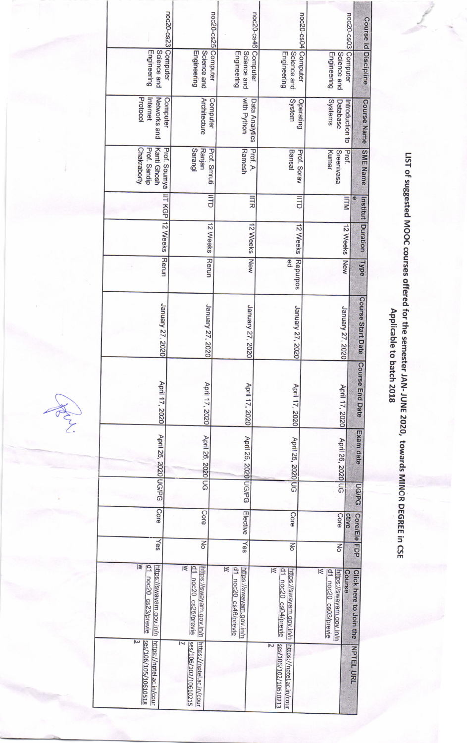# LIST of suggested MOOC courses offered for the semester JAN-JUNE 2020, towards MINOR DEGREE in CSE

## Applicable to batch 2018

| Course id | Discipline | Course Name | SME Name | Institute | Duration | Type | Course Start Date | Course End Date | Exam date | UG/PG | Core/Elective | FDP | Click here to Join the Course | NPTEL URL |
|---|---|---|---|---|---|---|---|---|---|---|---|---|---|---|
| noc20-cs03 | Computer Science and Engineering | Introduction to Database Systems | Prof. Sreenivasa Kumar | IITM | 12 Weeks | New | January 27, 2020 | April 17, 2020 | April 26, 2020 | UG | Core | No | https://swayam.gov.in/nd1_noc20_cs03/preview | |
| noc20-cs04 | Computer Science and Engineering | Operating System | Prof. Sorav Bansal | IITD | 12 Weeks | Repurposed | January 27, 2020 | April 17, 2020 | April 25, 2020 | UG | Core | No | https://swayam.gov.in/nd1_noc20_cs04/preview | https://nptel.ac.in/courses/106/102/106102132 |
| noc20-cs46 | Computer Science and Engineering | Data Analytics with Python | Prof. A. Ramesh | IITR | 12 Weeks | New | January 27, 2020 | April 17, 2020 | April 25, 2020 | UG/PG | Elective | Yes | https://swayam.gov.in/nd1_noc20_cs46/preview | |
| noc20-cs25 | Computer Science and Engineering | Computer Architecture | Prof. Smruti Ranjan Sarangi | IITD | 12 Weeks | Rerun | January 27, 2020 | April 17, 2020 | April 26, 2020 | UG | Core | No | https://swayam.gov.in/nd1_noc20_cs25/preview | https://nptel.ac.in/courses/106/102/106102157 |
| noc20-cs23 | Computer Science and Engineering | Computer Networks and Internet Protocol | Prof. Soumya Kanti Ghosh Prof. Sandip Chakraborty | IIT KGP | 12 Weeks | Rerun | January 27, 2020 | April 17, 2020 | April 25, 2020 | UG/PG | Core | Yes | https://swayam.gov.in/nd1_noc20_cs23/preview | https://nptel.ac.in/courses/106/105/106105183 |